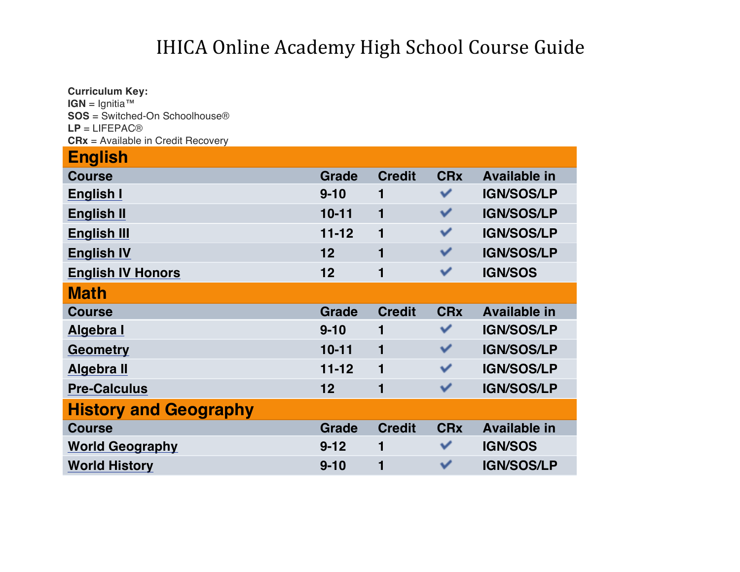# IHICA Online Academy High School Course Guide

**Curriculum Key:**
**IGN** = Ignitia™
**SOS** = Switched-On Schoolhouse®
**LP** = LIFEPAC®
**CRx** = Available in Credit Recovery

## English

| Course | Grade | Credit | CRx | Available in |
|---|---|---|---|---|
| English I | 9-10 | 1 | ✔ | IGN/SOS/LP |
| English II | 10-11 | 1 | ✔ | IGN/SOS/LP |
| English III | 11-12 | 1 | ✔ | IGN/SOS/LP |
| English IV | 12 | 1 | ✔ | IGN/SOS/LP |
| English IV Honors | 12 | 1 | ✔ | IGN/SOS |

## Math

| Course | Grade | Credit | CRx | Available in |
|---|---|---|---|---|
| Algebra I | 9-10 | 1 | ✔ | IGN/SOS/LP |
| Geometry | 10-11 | 1 | ✔ | IGN/SOS/LP |
| Algebra II | 11-12 | 1 | ✔ | IGN/SOS/LP |
| Pre-Calculus | 12 | 1 | ✔ | IGN/SOS/LP |

## History and Geography

| Course | Grade | Credit | CRx | Available in |
|---|---|---|---|---|
| World Geography | 9-12 | 1 | ✔ | IGN/SOS |
| World History | 9-10 | 1 | ✔ | IGN/SOS/LP |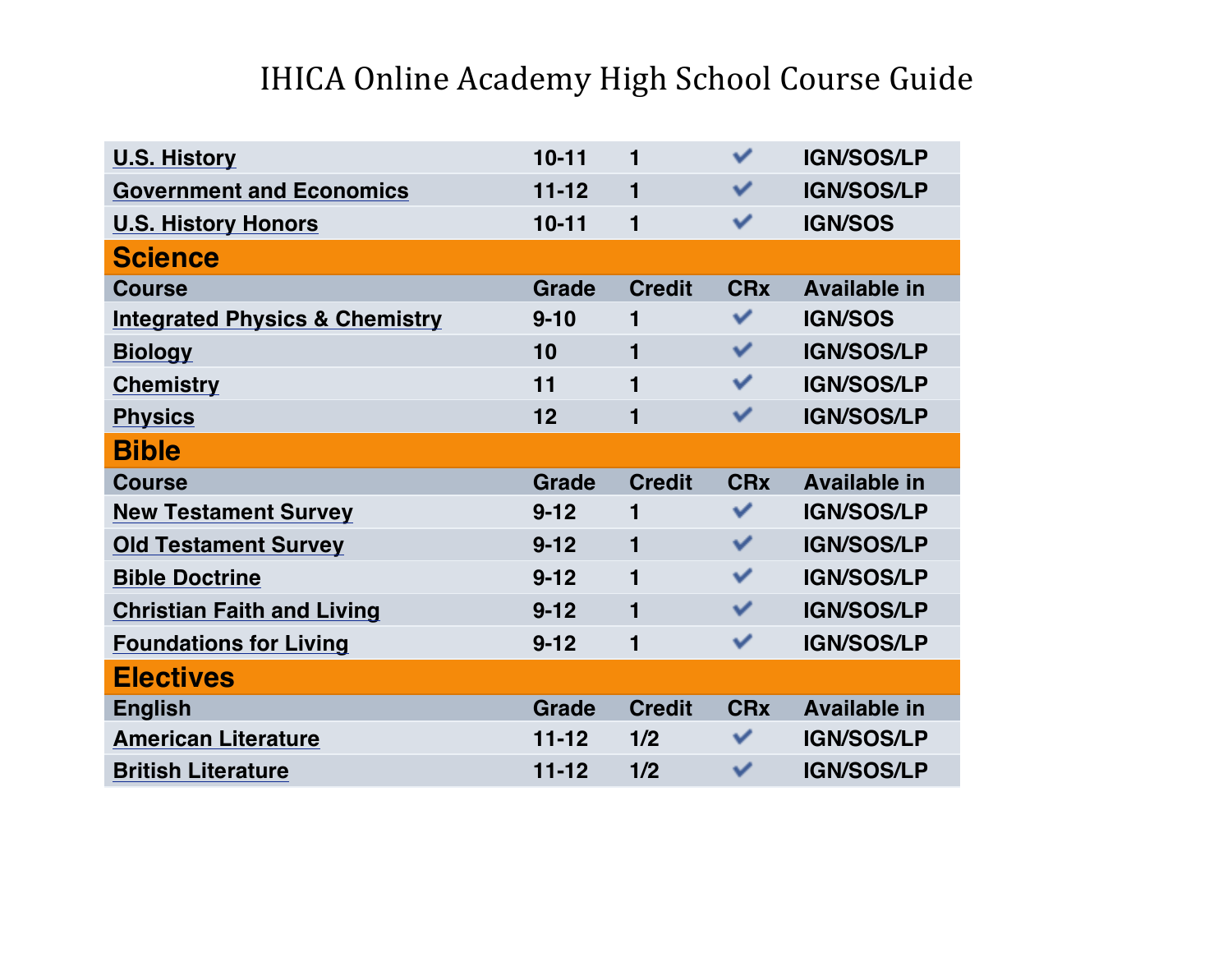# IHICA Online Academy High School Course Guide

| | | | | |
|---|---|---|---|---|
| U.S. History | 10-11 | 1 | ✔ | IGN/SOS/LP |
| Government and Economics | 11-12 | 1 | ✔ | IGN/SOS/LP |
| U.S. History Honors | 10-11 | 1 | ✔ | IGN/SOS |

## Science

| Course | Grade | Credit | CRx | Available in |
|---|---|---|---|---|
| Integrated Physics & Chemistry | 9-10 | 1 | ✔ | IGN/SOS |
| Biology | 10 | 1 | ✔ | IGN/SOS/LP |
| Chemistry | 11 | 1 | ✔ | IGN/SOS/LP |
| Physics | 12 | 1 | ✔ | IGN/SOS/LP |

## Bible

| Course | Grade | Credit | CRx | Available in |
|---|---|---|---|---|
| New Testament Survey | 9-12 | 1 | ✔ | IGN/SOS/LP |
| Old Testament Survey | 9-12 | 1 | ✔ | IGN/SOS/LP |
| Bible Doctrine | 9-12 | 1 | ✔ | IGN/SOS/LP |
| Christian Faith and Living | 9-12 | 1 | ✔ | IGN/SOS/LP |
| Foundations for Living | 9-12 | 1 | ✔ | IGN/SOS/LP |

## Electives

| English | Grade | Credit | CRx | Available in |
|---|---|---|---|---|
| American Literature | 11-12 | 1/2 | ✔ | IGN/SOS/LP |
| British Literature | 11-12 | 1/2 | ✔ | IGN/SOS/LP |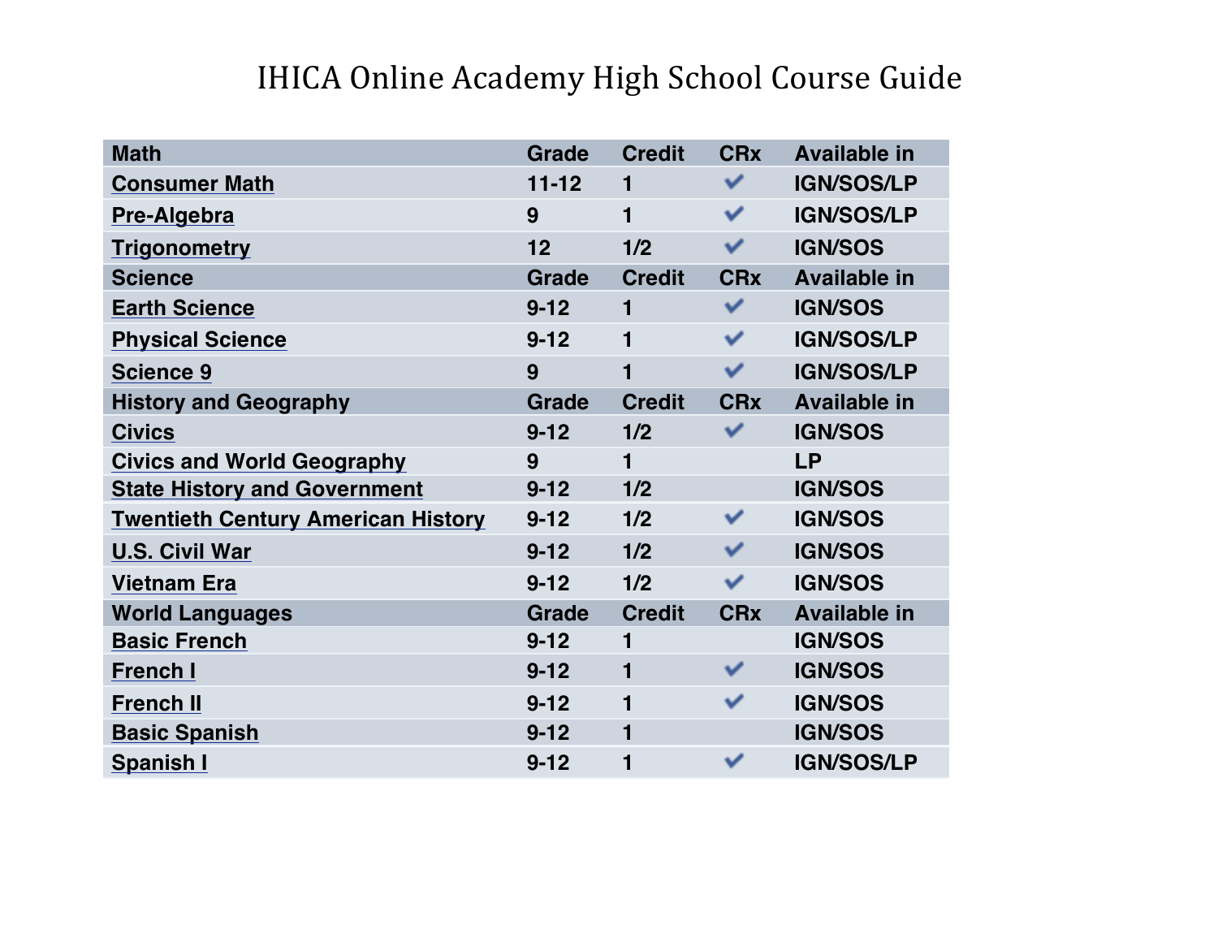# IHICA Online Academy High School Course Guide

| Math | Grade | Credit | CRx | Available in |
|---|---|---|---|---|
| Consumer Math | 11-12 | 1 | ✔ | IGN/SOS/LP |
| Pre-Algebra | 9 | 1 | ✔ | IGN/SOS/LP |
| Trigonometry | 12 | 1/2 | ✔ | IGN/SOS |
| **Science** | **Grade** | **Credit** | **CRx** | **Available in** |
| Earth Science | 9-12 | 1 | ✔ | IGN/SOS |
| Physical Science | 9-12 | 1 | ✔ | IGN/SOS/LP |
| Science 9 | 9 | 1 | ✔ | IGN/SOS/LP |
| **History and Geography** | **Grade** | **Credit** | **CRx** | **Available in** |
| Civics | 9-12 | 1/2 | ✔ | IGN/SOS |
| Civics and World Geography | 9 | 1 | | LP |
| State History and Government | 9-12 | 1/2 | | IGN/SOS |
| Twentieth Century American History | 9-12 | 1/2 | ✔ | IGN/SOS |
| U.S. Civil War | 9-12 | 1/2 | ✔ | IGN/SOS |
| Vietnam Era | 9-12 | 1/2 | ✔ | IGN/SOS |
| **World Languages** | **Grade** | **Credit** | **CRx** | **Available in** |
| Basic French | 9-12 | 1 | | IGN/SOS |
| French I | 9-12 | 1 | ✔ | IGN/SOS |
| French II | 9-12 | 1 | ✔ | IGN/SOS |
| Basic Spanish | 9-12 | 1 | | IGN/SOS |
| Spanish I | 9-12 | 1 | ✔ | IGN/SOS/LP |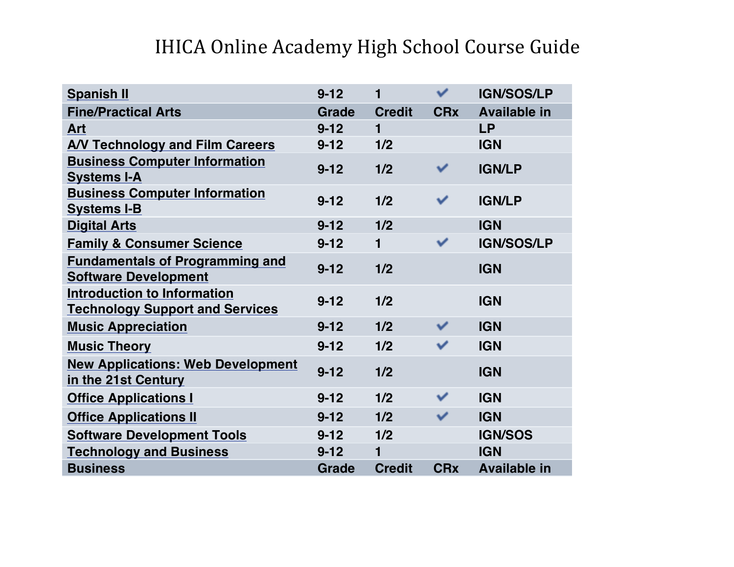# IHICA Online Academy High School Course Guide

| Spanish II | 9-12 | 1 | ✔ | IGN/SOS/LP |
|---|---|---|---|---|
| **Fine/Practical Arts** | **Grade** | **Credit** | **CRx** | **Available in** |
| Art | 9-12 | 1 | | LP |
| A/V Technology and Film Careers | 9-12 | 1/2 | | IGN |
| Business Computer Information Systems I-A | 9-12 | 1/2 | ✔ | IGN/LP |
| Business Computer Information Systems I-B | 9-12 | 1/2 | ✔ | IGN/LP |
| Digital Arts | 9-12 | 1/2 | | IGN |
| Family & Consumer Science | 9-12 | 1 | ✔ | IGN/SOS/LP |
| Fundamentals of Programming and Software Development | 9-12 | 1/2 | | IGN |
| Introduction to Information Technology Support and Services | 9-12 | 1/2 | | IGN |
| Music Appreciation | 9-12 | 1/2 | ✔ | IGN |
| Music Theory | 9-12 | 1/2 | ✔ | IGN |
| New Applications: Web Development in the 21st Century | 9-12 | 1/2 | | IGN |
| Office Applications I | 9-12 | 1/2 | ✔ | IGN |
| Office Applications II | 9-12 | 1/2 | ✔ | IGN |
| Software Development Tools | 9-12 | 1/2 | | IGN/SOS |
| Technology and Business | 9-12 | 1 | | IGN |
| **Business** | **Grade** | **Credit** | **CRx** | **Available in** |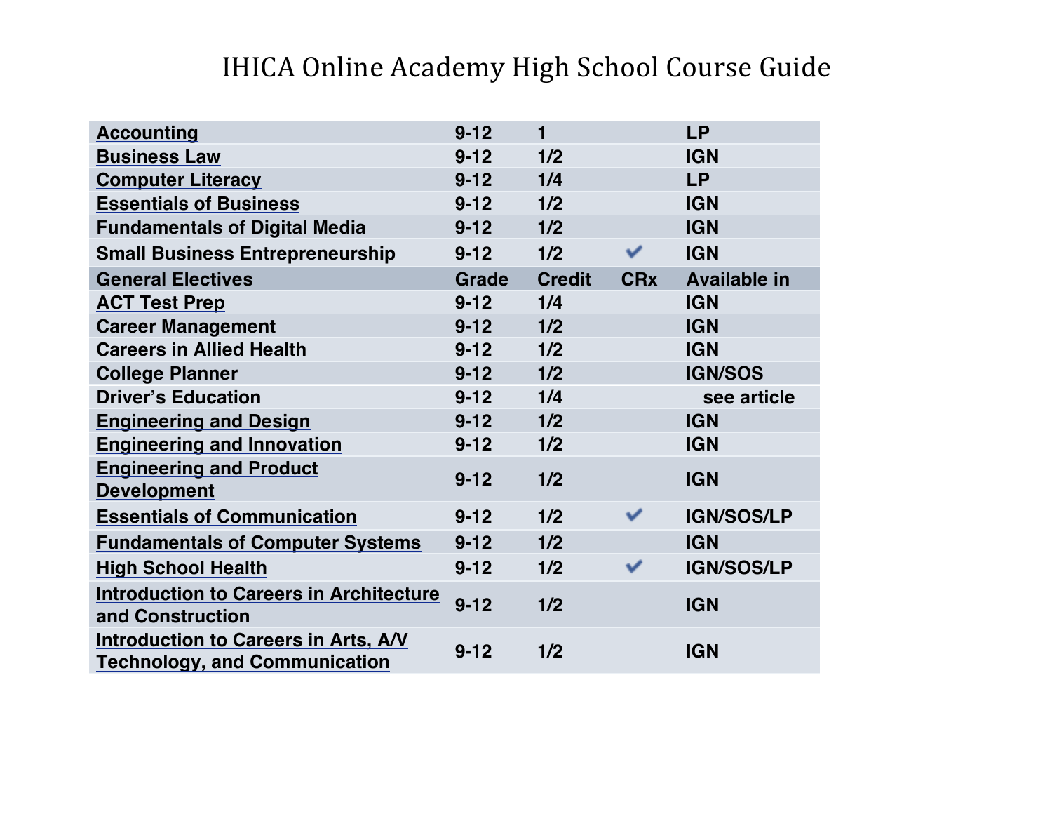# IHICA Online Academy High School Course Guide

| | | | | |
|---|---|---|---|---|
| Accounting | 9-12 | 1 | | LP |
| Business Law | 9-12 | 1/2 | | IGN |
| Computer Literacy | 9-12 | 1/4 | | LP |
| Essentials of Business | 9-12 | 1/2 | | IGN |
| Fundamentals of Digital Media | 9-12 | 1/2 | | IGN |
| Small Business Entrepreneurship | 9-12 | 1/2 | ✔ | IGN |
| **General Electives** | **Grade** | **Credit** | **CRx** | **Available in** |
| ACT Test Prep | 9-12 | 1/4 | | IGN |
| Career Management | 9-12 | 1/2 | | IGN |
| Careers in Allied Health | 9-12 | 1/2 | | IGN |
| College Planner | 9-12 | 1/2 | | IGN/SOS |
| Driver's Education | 9-12 | 1/4 | | see article |
| Engineering and Design | 9-12 | 1/2 | | IGN |
| Engineering and Innovation | 9-12 | 1/2 | | IGN |
| Engineering and Product Development | 9-12 | 1/2 | | IGN |
| Essentials of Communication | 9-12 | 1/2 | ✔ | IGN/SOS/LP |
| Fundamentals of Computer Systems | 9-12 | 1/2 | | IGN |
| High School Health | 9-12 | 1/2 | ✔ | IGN/SOS/LP |
| Introduction to Careers in Architecture and Construction | 9-12 | 1/2 | | IGN |
| Introduction to Careers in Arts, A/V Technology, and Communication | 9-12 | 1/2 | | IGN |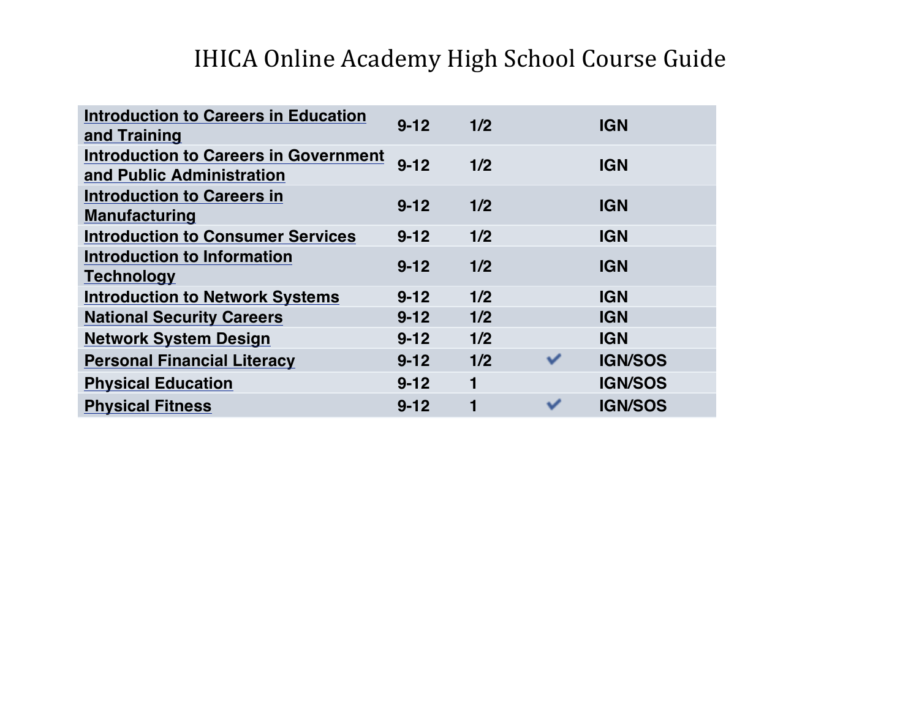# IHICA Online Academy High School Course Guide

| | | | | |
|---|---|---|---|---|
| **Introduction to Careers in Education and Training** | **9-12** | **1/2** | | **IGN** |
| **Introduction to Careers in Government and Public Administration** | **9-12** | **1/2** | | **IGN** |
| **Introduction to Careers in Manufacturing** | **9-12** | **1/2** | | **IGN** |
| **Introduction to Consumer Services** | **9-12** | **1/2** | | **IGN** |
| **Introduction to Information Technology** | **9-12** | **1/2** | | **IGN** |
| **Introduction to Network Systems** | **9-12** | **1/2** | | **IGN** |
| **National Security Careers** | **9-12** | **1/2** | | **IGN** |
| **Network System Design** | **9-12** | **1/2** | | **IGN** |
| **Personal Financial Literacy** | **9-12** | **1/2** | ✔ | **IGN/SOS** |
| **Physical Education** | **9-12** | **1** | | **IGN/SOS** |
| **Physical Fitness** | **9-12** | **1** | ✔ | **IGN/SOS** |